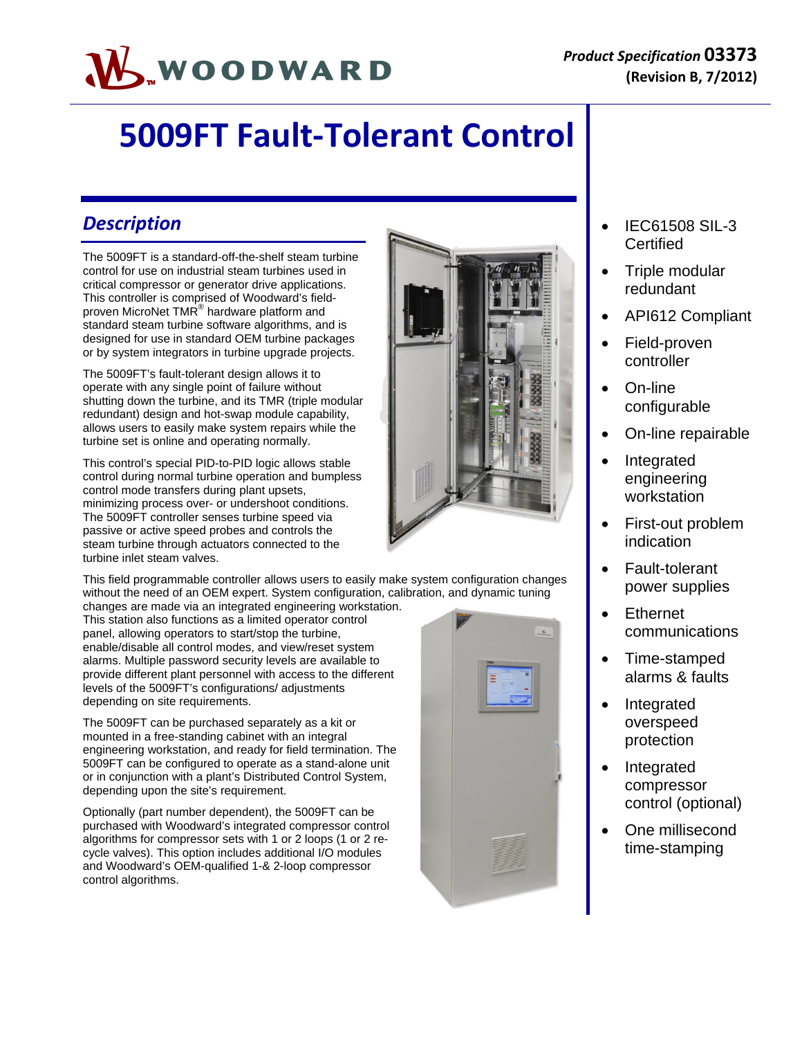**WOODWARD**

*Product Specification* **03373**
**(Revision B, 7/2012)**

# 5009FT Fault-Tolerant Control

## *Description*

The 5009FT is a standard-off-the-shelf steam turbine control for use on industrial steam turbines used in critical compressor or generator drive applications. This controller is comprised of Woodward's field-proven MicroNet TMR® hardware platform and standard steam turbine software algorithms, and is designed for use in standard OEM turbine packages or by system integrators in turbine upgrade projects.

The 5009FT's fault-tolerant design allows it to operate with any single point of failure without shutting down the turbine, and its TMR (triple modular redundant) design and hot-swap module capability, allows users to easily make system repairs while the turbine set is online and operating normally.

This control's special PID-to-PID logic allows stable control during normal turbine operation and bumpless control mode transfers during plant upsets, minimizing process over- or undershoot conditions. The 5009FT controller senses turbine speed via passive or active speed probes and controls the steam turbine through actuators connected to the turbine inlet steam valves.

This field programmable controller allows users to easily make system configuration changes without the need of an OEM expert. System configuration, calibration, and dynamic tuning changes are made via an integrated engineering workstation. This station also functions as a limited operator control panel, allowing operators to start/stop the turbine, enable/disable all control modes, and view/reset system alarms. Multiple password security levels are available to provide different plant personnel with access to the different levels of the 5009FT's configurations/ adjustments depending on site requirements.

The 5009FT can be purchased separately as a kit or mounted in a free-standing cabinet with an integral engineering workstation, and ready for field termination. The 5009FT can be configured to operate as a stand-alone unit or in conjunction with a plant's Distributed Control System, depending upon the site's requirement.

Optionally (part number dependent), the 5009FT can be purchased with Woodward's integrated compressor control algorithms for compressor sets with 1 or 2 loops (1 or 2 re-cycle valves). This option includes additional I/O modules and Woodward's OEM-qualified 1-& 2-loop compressor control algorithms.

- IEC61508 SIL-3 Certified
- Triple modular redundant
- API612 Compliant
- Field-proven controller
- On-line configurable
- On-line repairable
- Integrated engineering workstation
- First-out problem indication
- Fault-tolerant power supplies
- Ethernet communications
- Time-stamped alarms & faults
- Integrated overspeed protection
- Integrated compressor control (optional)
- One millisecond time-stamping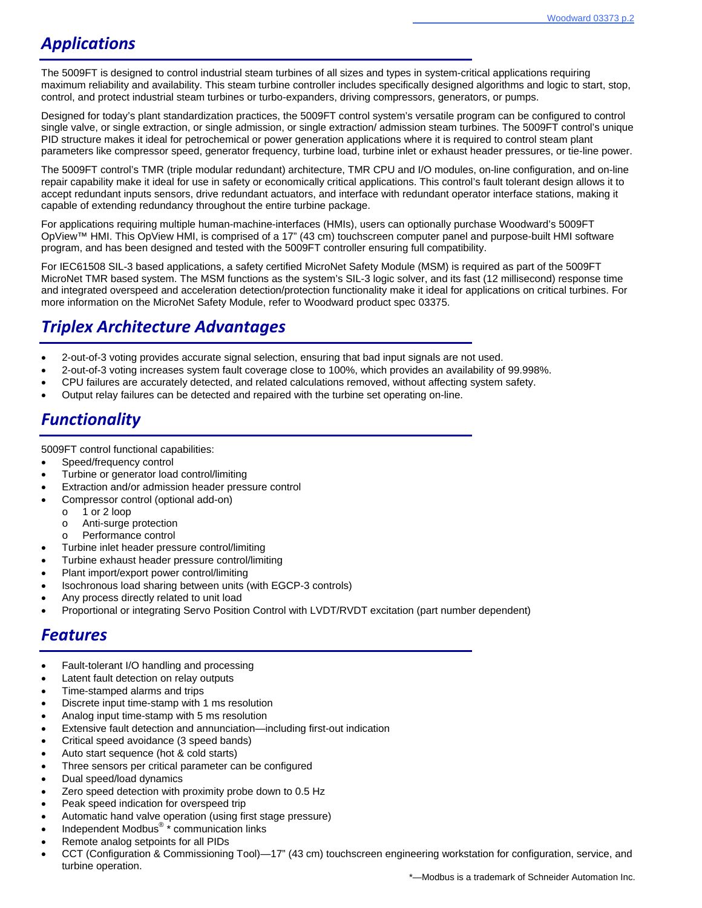## Applications

The 5009FT is designed to control industrial steam turbines of all sizes and types in system-critical applications requiring maximum reliability and availability. This steam turbine controller includes specifically designed algorithms and logic to start, stop, control, and protect industrial steam turbines or turbo-expanders, driving compressors, generators, or pumps.

Designed for today's plant standardization practices, the 5009FT control system's versatile program can be configured to control single valve, or single extraction, or single admission, or single extraction/ admission steam turbines. The 5009FT control's unique PID structure makes it ideal for petrochemical or power generation applications where it is required to control steam plant parameters like compressor speed, generator frequency, turbine load, turbine inlet or exhaust header pressures, or tie-line power.

The 5009FT control's TMR (triple modular redundant) architecture, TMR CPU and I/O modules, on-line configuration, and on-line repair capability make it ideal for use in safety or economically critical applications. This control's fault tolerant design allows it to accept redundant inputs sensors, drive redundant actuators, and interface with redundant operator interface stations, making it capable of extending redundancy throughout the entire turbine package.

For applications requiring multiple human-machine-interfaces (HMIs), users can optionally purchase Woodward's 5009FT OpView™ HMI. This OpView HMI, is comprised of a 17" (43 cm) touchscreen computer panel and purpose-built HMI software program, and has been designed and tested with the 5009FT controller ensuring full compatibility.

For IEC61508 SIL-3 based applications, a safety certified MicroNet Safety Module (MSM) is required as part of the 5009FT MicroNet TMR based system. The MSM functions as the system's SIL-3 logic solver, and its fast (12 millisecond) response time and integrated overspeed and acceleration detection/protection functionality make it ideal for applications on critical turbines. For more information on the MicroNet Safety Module, refer to Woodward product spec 03375.

## Triplex Architecture Advantages

- 2-out-of-3 voting provides accurate signal selection, ensuring that bad input signals are not used.
- 2-out-of-3 voting increases system fault coverage close to 100%, which provides an availability of 99.998%.
- CPU failures are accurately detected, and related calculations removed, without affecting system safety.
- Output relay failures can be detected and repaired with the turbine set operating on-line.

## Functionality

5009FT control functional capabilities:

- Speed/frequency control
- Turbine or generator load control/limiting
- Extraction and/or admission header pressure control
- Compressor control (optional add-on)
  - 1 or 2 loop
  - Anti-surge protection
  - Performance control
- Turbine inlet header pressure control/limiting
- Turbine exhaust header pressure control/limiting
- Plant import/export power control/limiting
- Isochronous load sharing between units (with EGCP-3 controls)
- Any process directly related to unit load
- Proportional or integrating Servo Position Control with LVDT/RVDT excitation (part number dependent)

## Features

- Fault-tolerant I/O handling and processing
- Latent fault detection on relay outputs
- Time-stamped alarms and trips
- Discrete input time-stamp with 1 ms resolution
- Analog input time-stamp with 5 ms resolution
- Extensive fault detection and annunciation—including first-out indication
- Critical speed avoidance (3 speed bands)
- Auto start sequence (hot & cold starts)
- Three sensors per critical parameter can be configured
- Dual speed/load dynamics
- Zero speed detection with proximity probe down to 0.5 Hz
- Peak speed indication for overspeed trip
- Automatic hand valve operation (using first stage pressure)
- Independent Modbus® * communication links
- Remote analog setpoints for all PIDs
- CCT (Configuration & Commissioning Tool)—17" (43 cm) touchscreen engineering workstation for configuration, service, and turbine operation.

*—Modbus is a trademark of Schneider Automation Inc.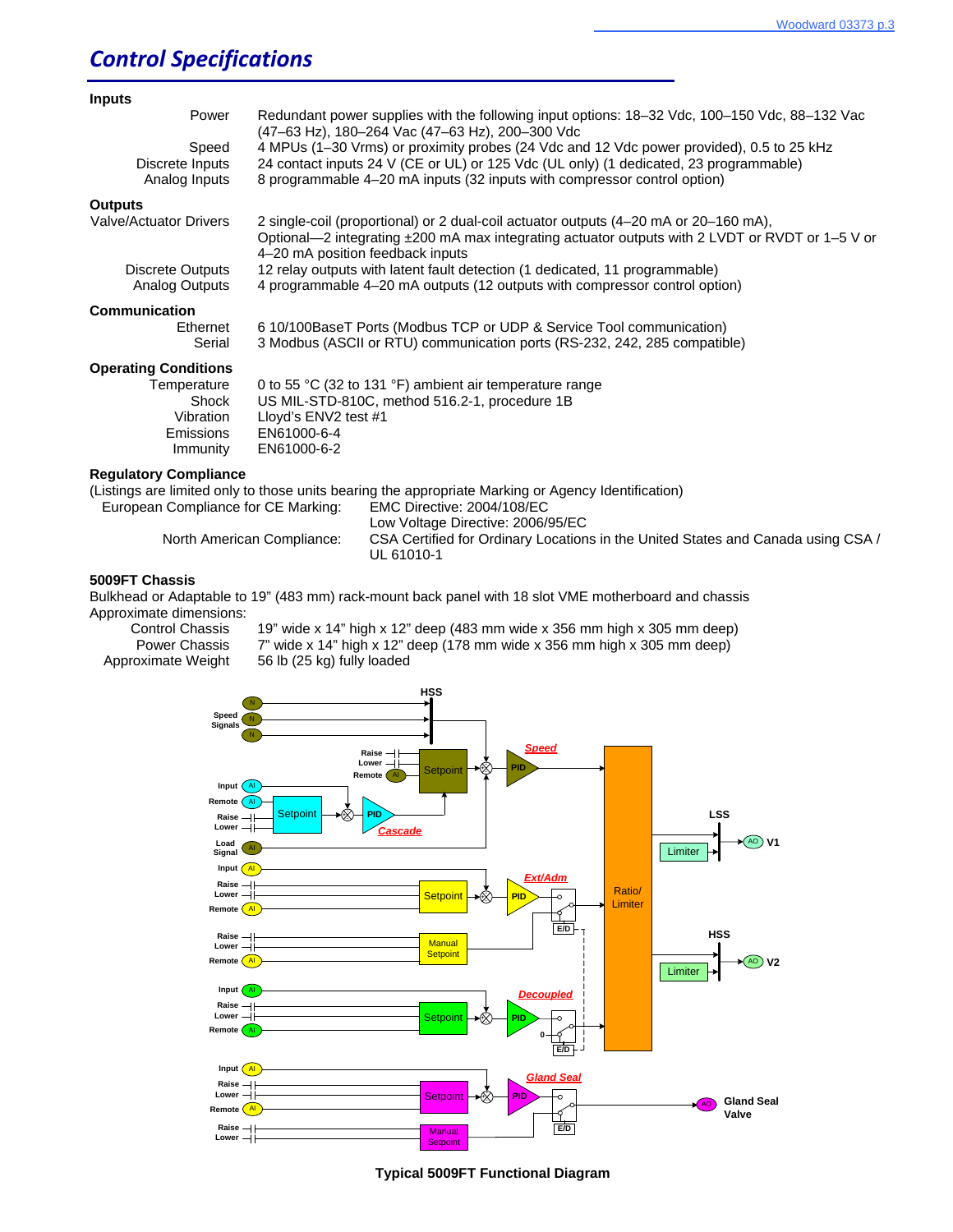# Control Specifications

### Inputs

| | |
|---|---|
| Power | Redundant power supplies with the following input options: 18–32 Vdc, 100–150 Vdc, 88–132 Vac (47–63 Hz), 180–264 Vac (47–63 Hz), 200–300 Vdc |
| Speed | 4 MPUs (1–30 Vrms) or proximity probes (24 Vdc and 12 Vdc power provided), 0.5 to 25 kHz |
| Discrete Inputs | 24 contact inputs 24 V (CE or UL) or 125 Vdc (UL only) (1 dedicated, 23 programmable) |
| Analog Inputs | 8 programmable 4–20 mA inputs (32 inputs with compressor control option) |

### Outputs

| | |
|---|---|
| Valve/Actuator Drivers | 2 single-coil (proportional) or 2 dual-coil actuator outputs (4–20 mA or 20–160 mA), Optional—2 integrating ±200 mA max integrating actuator outputs with 2 LVDT or RVDT or 1–5 V or 4–20 mA position feedback inputs |
| Discrete Outputs | 12 relay outputs with latent fault detection (1 dedicated, 11 programmable) |
| Analog Outputs | 4 programmable 4–20 mA outputs (12 outputs with compressor control option) |

### Communication

| | |
|---|---|
| Ethernet | 6 10/100BaseT Ports (Modbus TCP or UDP & Service Tool communication) |
| Serial | 3 Modbus (ASCII or RTU) communication ports (RS-232, 242, 285 compatible) |

### Operating Conditions

| | |
|---|---|
| Temperature | 0 to 55 °C (32 to 131 °F) ambient air temperature range |
| Shock | US MIL-STD-810C, method 516.2-1, procedure 1B |
| Vibration | Lloyd's ENV2 test #1 |
| Emissions | EN61000-6-4 |
| Immunity | EN61000-6-2 |

### Regulatory Compliance

(Listings are limited only to those units bearing the appropriate Marking or Agency Identification)

| | |
|---|---|
| European Compliance for CE Marking: | EMC Directive: 2004/108/EC<br>Low Voltage Directive: 2006/95/EC |
| North American Compliance: | CSA Certified for Ordinary Locations in the United States and Canada using CSA / UL 61010-1 |

### 5009FT Chassis

Bulkhead or Adaptable to 19" (483 mm) rack-mount back panel with 18 slot VME motherboard and chassis

Approximate dimensions:

| | |
|---|---|
| Control Chassis | 19" wide x 14" high x 12" deep (483 mm wide x 356 mm high x 305 mm deep) |
| Power Chassis | 7" wide x 14" high x 12" deep (178 mm wide x 356 mm high x 305 mm deep) |
| Approximate Weight | 56 lb (25 kg) fully loaded |

**Typical 5009FT Functional Diagram**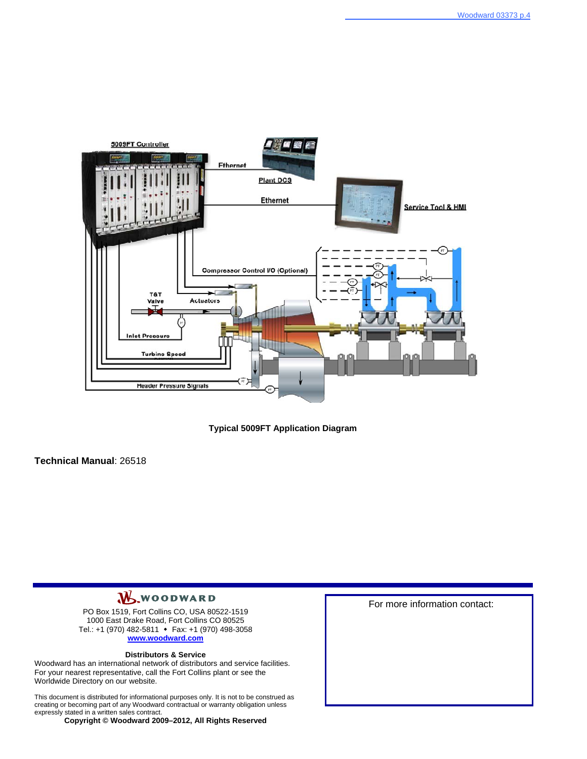5009FT Controller

Ethernet

Plant DCS

Ethernet

Service Tool & HMI

Compressor Control I/O (Optional)

T&T Valve

Actuators

Inlet Pressure

Turbine Speed

Header Pressure Signals

**Typical 5009FT Application Diagram**

**Technical Manual**: 26518

WOODWARD

PO Box 1519, Fort Collins CO, USA 80522-1519
1000 East Drake Road, Fort Collins CO 80525
Tel.: +1 (970) 482-5811 • Fax: +1 (970) 498-3058
www.woodward.com

**Distributors & Service**

Woodward has an international network of distributors and service facilities. For your nearest representative, call the Fort Collins plant or see the Worldwide Directory on our website.

This document is distributed for informational purposes only. It is not to be construed as creating or becoming part of any Woodward contractual or warranty obligation unless expressly stated in a written sales contract.

**Copyright © Woodward 2009–2012, All Rights Reserved**

For more information contact: